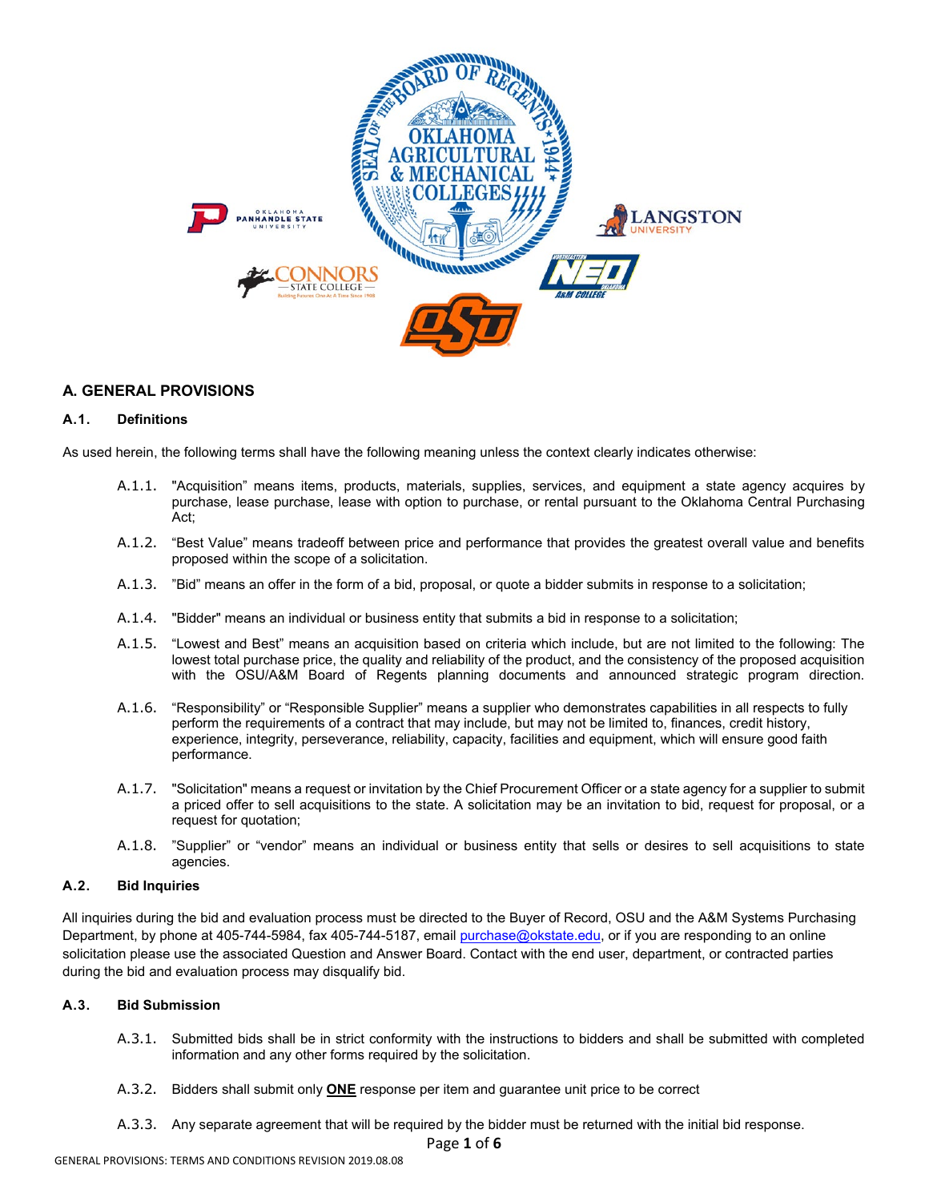## A. GENERAL PROVISIONS

### A.1. Definitions

As used herein, the following terms shall have the following meaning unless the context clearly indicates otherwise:

A.1.1. "Acquisition" means items, products, materials, supplies, services, and equipment a state agency acquires by purchase, lease purchase, lease with option to purchase, or rental pursuant to the Oklahoma Central Purchasing Act;

A.1.2. "Best Value" means tradeoff between price and performance that provides the greatest overall value and benefits proposed within the scope of a solicitation.

A.1.3. "Bid" means an offer in the form of a bid, proposal, or quote a bidder submits in response to a solicitation;

A.1.4. "Bidder" means an individual or business entity that submits a bid in response to a solicitation;

A.1.5. "Lowest and Best" means an acquisition based on criteria which include, but are not limited to the following: The lowest total purchase price, the quality and reliability of the product, and the consistency of the proposed acquisition with the OSU/A&M Board of Regents planning documents and announced strategic program direction.

A.1.6. "Responsibility" or "Responsible Supplier" means a supplier who demonstrates capabilities in all respects to fully perform the requirements of a contract that may include, but may not be limited to, finances, credit history, experience, integrity, perseverance, reliability, capacity, facilities and equipment, which will ensure good faith performance.

A.1.7. "Solicitation" means a request or invitation by the Chief Procurement Officer or a state agency for a supplier to submit a priced offer to sell acquisitions to the state. A solicitation may be an invitation to bid, request for proposal, or a request for quotation;

A.1.8. "Supplier" or "vendor" means an individual or business entity that sells or desires to sell acquisitions to state agencies.

### A.2. Bid Inquiries

All inquiries during the bid and evaluation process must be directed to the Buyer of Record, OSU and the A&M Systems Purchasing Department, by phone at 405-744-5984, fax 405-744-5187, email purchase@okstate.edu, or if you are responding to an online solicitation please use the associated Question and Answer Board. Contact with the end user, department, or contracted parties during the bid and evaluation process may disqualify bid.

### A.3. Bid Submission

A.3.1. Submitted bids shall be in strict conformity with the instructions to bidders and shall be submitted with completed information and any other forms required by the solicitation.

A.3.2. Bidders shall submit only **ONE** response per item and guarantee unit price to be correct

A.3.3. Any separate agreement that will be required by the bidder must be returned with the initial bid response.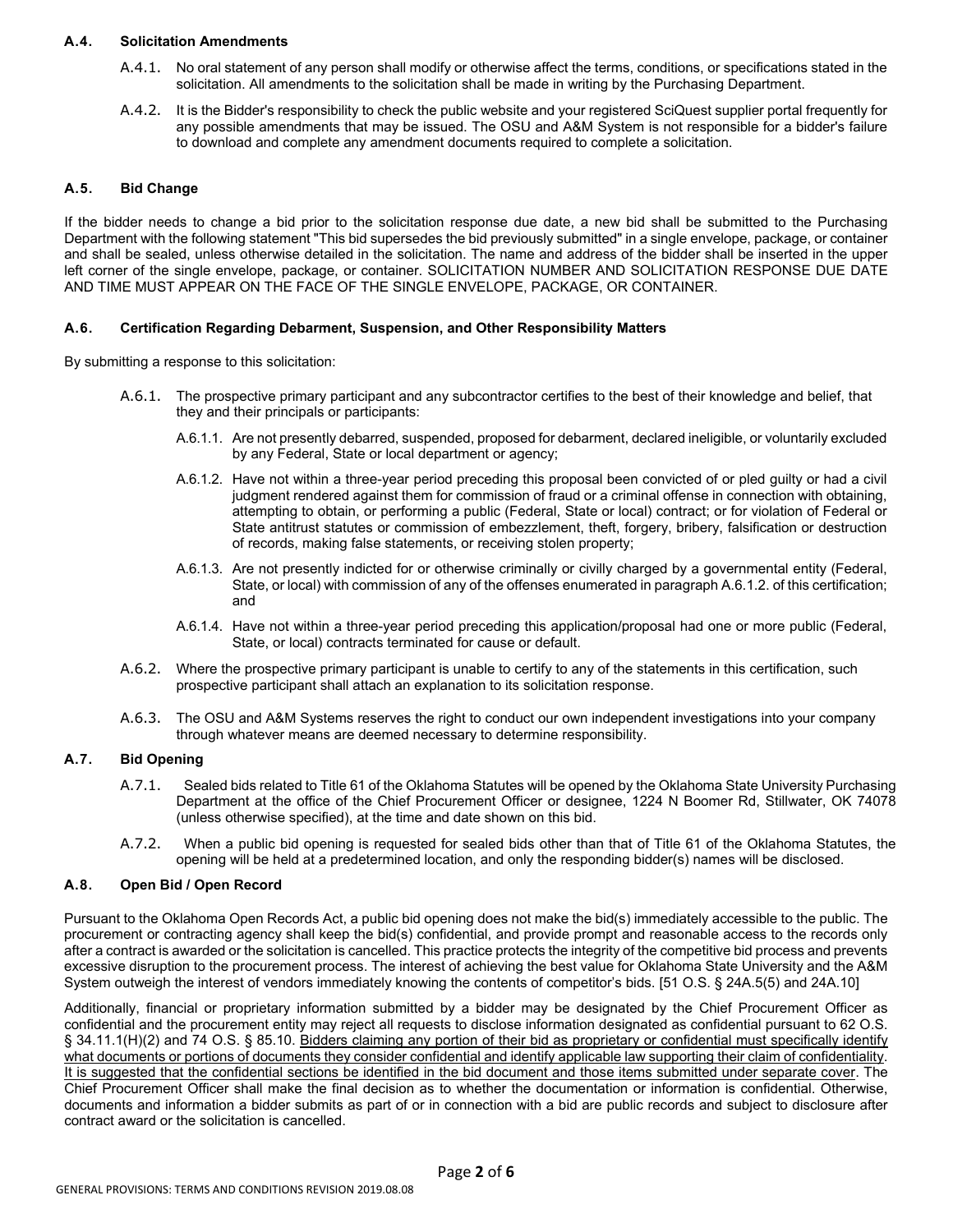### A.4. Solicitation Amendments

A.4.1. No oral statement of any person shall modify or otherwise affect the terms, conditions, or specifications stated in the solicitation. All amendments to the solicitation shall be made in writing by the Purchasing Department.

A.4.2. It is the Bidder's responsibility to check the public website and your registered SciQuest supplier portal frequently for any possible amendments that may be issued. The OSU and A&M System is not responsible for a bidder's failure to download and complete any amendment documents required to complete a solicitation.

### A.5. Bid Change

If the bidder needs to change a bid prior to the solicitation response due date, a new bid shall be submitted to the Purchasing Department with the following statement "This bid supersedes the bid previously submitted" in a single envelope, package, or container and shall be sealed, unless otherwise detailed in the solicitation. The name and address of the bidder shall be inserted in the upper left corner of the single envelope, package, or container. SOLICITATION NUMBER AND SOLICITATION RESPONSE DUE DATE AND TIME MUST APPEAR ON THE FACE OF THE SINGLE ENVELOPE, PACKAGE, OR CONTAINER.

### A.6. Certification Regarding Debarment, Suspension, and Other Responsibility Matters

By submitting a response to this solicitation:

A.6.1. The prospective primary participant and any subcontractor certifies to the best of their knowledge and belief, that they and their principals or participants:

A.6.1.1. Are not presently debarred, suspended, proposed for debarment, declared ineligible, or voluntarily excluded by any Federal, State or local department or agency;

A.6.1.2. Have not within a three-year period preceding this proposal been convicted of or pled guilty or had a civil judgment rendered against them for commission of fraud or a criminal offense in connection with obtaining, attempting to obtain, or performing a public (Federal, State or local) contract; or for violation of Federal or State antitrust statutes or commission of embezzlement, theft, forgery, bribery, falsification or destruction of records, making false statements, or receiving stolen property;

A.6.1.3. Are not presently indicted for or otherwise criminally or civilly charged by a governmental entity (Federal, State, or local) with commission of any of the offenses enumerated in paragraph A.6.1.2. of this certification; and

A.6.1.4. Have not within a three-year period preceding this application/proposal had one or more public (Federal, State, or local) contracts terminated for cause or default.

A.6.2. Where the prospective primary participant is unable to certify to any of the statements in this certification, such prospective participant shall attach an explanation to its solicitation response.

A.6.3. The OSU and A&M Systems reserves the right to conduct our own independent investigations into your company through whatever means are deemed necessary to determine responsibility.

### A.7. Bid Opening

A.7.1. Sealed bids related to Title 61 of the Oklahoma Statutes will be opened by the Oklahoma State University Purchasing Department at the office of the Chief Procurement Officer or designee, 1224 N Boomer Rd, Stillwater, OK 74078 (unless otherwise specified), at the time and date shown on this bid.

A.7.2. When a public bid opening is requested for sealed bids other than that of Title 61 of the Oklahoma Statutes, the opening will be held at a predetermined location, and only the responding bidder(s) names will be disclosed.

### A.8. Open Bid / Open Record

Pursuant to the Oklahoma Open Records Act, a public bid opening does not make the bid(s) immediately accessible to the public. The procurement or contracting agency shall keep the bid(s) confidential, and provide prompt and reasonable access to the records only after a contract is awarded or the solicitation is cancelled. This practice protects the integrity of the competitive bid process and prevents excessive disruption to the procurement process. The interest of achieving the best value for Oklahoma State University and the A&M System outweigh the interest of vendors immediately knowing the contents of competitor's bids. [51 O.S. § 24A.5(5) and 24A.10]

Additionally, financial or proprietary information submitted by a bidder may be designated by the Chief Procurement Officer as confidential and the procurement entity may reject all requests to disclose information designated as confidential pursuant to 62 O.S. § 34.11.1(H)(2) and 74 O.S. § 85.10. Bidders claiming any portion of their bid as proprietary or confidential must specifically identify what documents or portions of documents they consider confidential and identify applicable law supporting their claim of confidentiality. It is suggested that the confidential sections be identified in the bid document and those items submitted under separate cover. The Chief Procurement Officer shall make the final decision as to whether the documentation or information is confidential. Otherwise, documents and information a bidder submits as part of or in connection with a bid are public records and subject to disclosure after contract award or the solicitation is cancelled.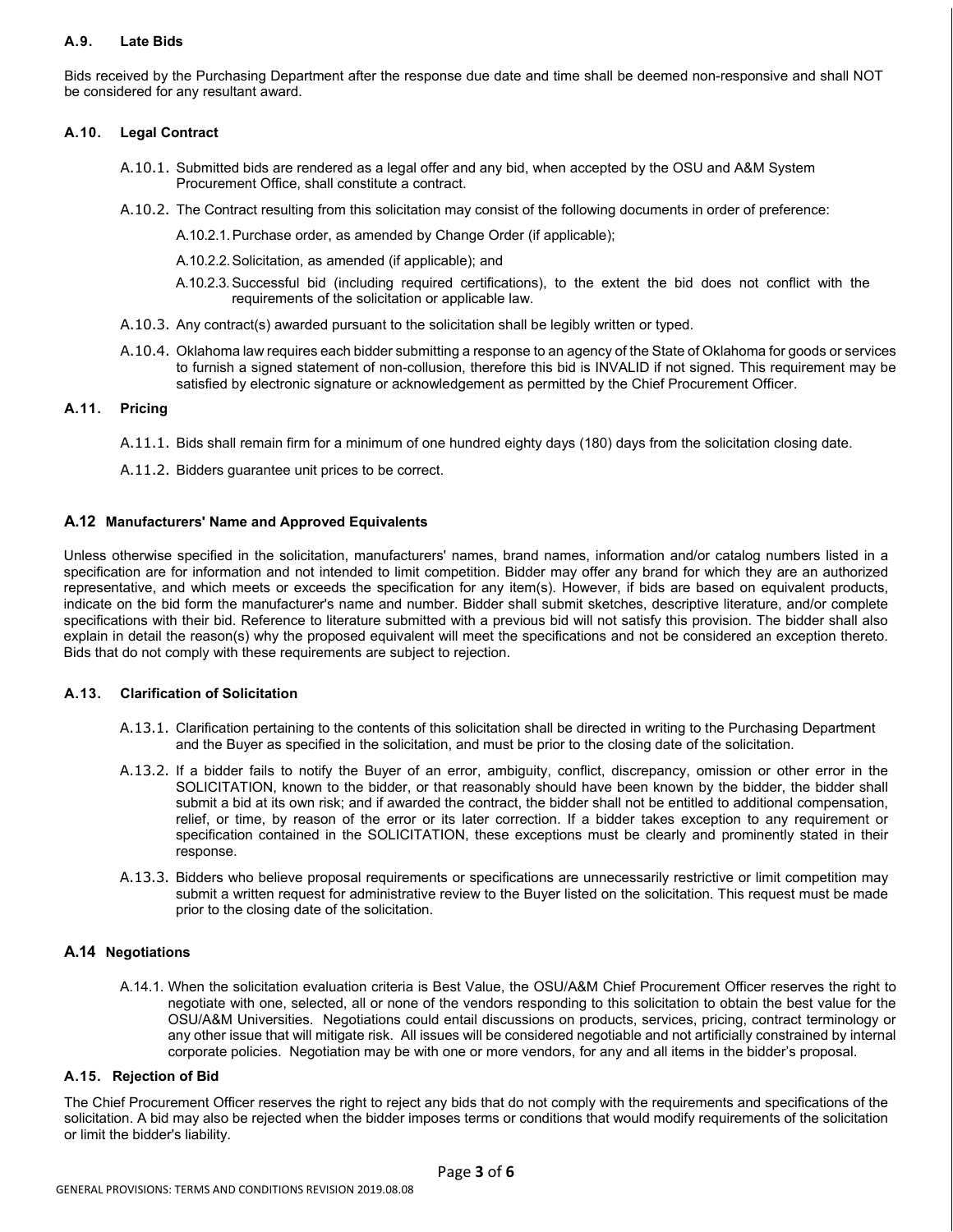### A.9. Late Bids

Bids received by the Purchasing Department after the response due date and time shall be deemed non-responsive and shall NOT be considered for any resultant award.

### A.10. Legal Contract

A.10.1. Submitted bids are rendered as a legal offer and any bid, when accepted by the OSU and A&M System Procurement Office, shall constitute a contract.

A.10.2. The Contract resulting from this solicitation may consist of the following documents in order of preference:

A.10.2.1. Purchase order, as amended by Change Order (if applicable);

A.10.2.2. Solicitation, as amended (if applicable); and

A.10.2.3. Successful bid (including required certifications), to the extent the bid does not conflict with the requirements of the solicitation or applicable law.

A.10.3. Any contract(s) awarded pursuant to the solicitation shall be legibly written or typed.

A.10.4. Oklahoma law requires each bidder submitting a response to an agency of the State of Oklahoma for goods or services to furnish a signed statement of non-collusion, therefore this bid is INVALID if not signed. This requirement may be satisfied by electronic signature or acknowledgement as permitted by the Chief Procurement Officer.

### A.11. Pricing

A.11.1. Bids shall remain firm for a minimum of one hundred eighty days (180) days from the solicitation closing date.

A.11.2. Bidders guarantee unit prices to be correct.

### A.12 Manufacturers' Name and Approved Equivalents

Unless otherwise specified in the solicitation, manufacturers' names, brand names, information and/or catalog numbers listed in a specification are for information and not intended to limit competition. Bidder may offer any brand for which they are an authorized representative, and which meets or exceeds the specification for any item(s). However, if bids are based on equivalent products, indicate on the bid form the manufacturer's name and number. Bidder shall submit sketches, descriptive literature, and/or complete specifications with their bid. Reference to literature submitted with a previous bid will not satisfy this provision. The bidder shall also explain in detail the reason(s) why the proposed equivalent will meet the specifications and not be considered an exception thereto. Bids that do not comply with these requirements are subject to rejection.

### A.13. Clarification of Solicitation

A.13.1. Clarification pertaining to the contents of this solicitation shall be directed in writing to the Purchasing Department and the Buyer as specified in the solicitation, and must be prior to the closing date of the solicitation.

A.13.2. If a bidder fails to notify the Buyer of an error, ambiguity, conflict, discrepancy, omission or other error in the SOLICITATION, known to the bidder, or that reasonably should have been known by the bidder, the bidder shall submit a bid at its own risk; and if awarded the contract, the bidder shall not be entitled to additional compensation, relief, or time, by reason of the error or its later correction. If a bidder takes exception to any requirement or specification contained in the SOLICITATION, these exceptions must be clearly and prominently stated in their response.

A.13.3. Bidders who believe proposal requirements or specifications are unnecessarily restrictive or limit competition may submit a written request for administrative review to the Buyer listed on the solicitation. This request must be made prior to the closing date of the solicitation.

### A.14 Negotiations

A.14.1. When the solicitation evaluation criteria is Best Value, the OSU/A&M Chief Procurement Officer reserves the right to negotiate with one, selected, all or none of the vendors responding to this solicitation to obtain the best value for the OSU/A&M Universities. Negotiations could entail discussions on products, services, pricing, contract terminology or any other issue that will mitigate risk. All issues will be considered negotiable and not artificially constrained by internal corporate policies. Negotiation may be with one or more vendors, for any and all items in the bidder's proposal.

### A.15. Rejection of Bid

The Chief Procurement Officer reserves the right to reject any bids that do not comply with the requirements and specifications of the solicitation. A bid may also be rejected when the bidder imposes terms or conditions that would modify requirements of the solicitation or limit the bidder's liability.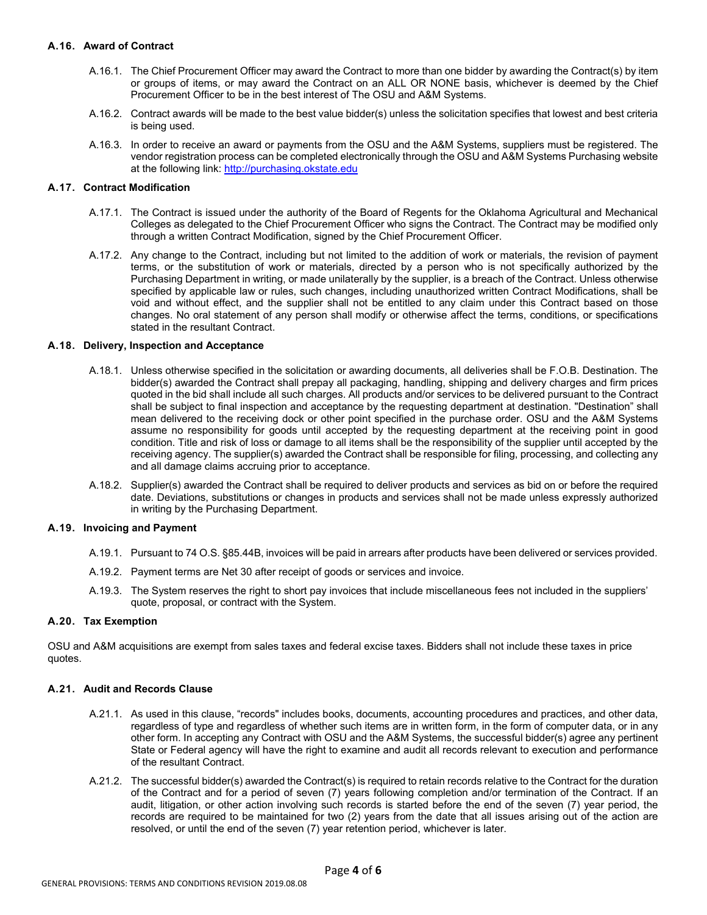### A.16. Award of Contract

A.16.1. The Chief Procurement Officer may award the Contract to more than one bidder by awarding the Contract(s) by item or groups of items, or may award the Contract on an ALL OR NONE basis, whichever is deemed by the Chief Procurement Officer to be in the best interest of The OSU and A&M Systems.

A.16.2. Contract awards will be made to the best value bidder(s) unless the solicitation specifies that lowest and best criteria is being used.

A.16.3. In order to receive an award or payments from the OSU and the A&M Systems, suppliers must be registered. The vendor registration process can be completed electronically through the OSU and A&M Systems Purchasing website at the following link: [http://purchasing.okstate.edu](http://purchasing.okstate.edu)

### A.17. Contract Modification

A.17.1. The Contract is issued under the authority of the Board of Regents for the Oklahoma Agricultural and Mechanical Colleges as delegated to the Chief Procurement Officer who signs the Contract. The Contract may be modified only through a written Contract Modification, signed by the Chief Procurement Officer.

A.17.2. Any change to the Contract, including but not limited to the addition of work or materials, the revision of payment terms, or the substitution of work or materials, directed by a person who is not specifically authorized by the Purchasing Department in writing, or made unilaterally by the supplier, is a breach of the Contract. Unless otherwise specified by applicable law or rules, such changes, including unauthorized written Contract Modifications, shall be void and without effect, and the supplier shall not be entitled to any claim under this Contract based on those changes. No oral statement of any person shall modify or otherwise affect the terms, conditions, or specifications stated in the resultant Contract.

### A.18. Delivery, Inspection and Acceptance

A.18.1. Unless otherwise specified in the solicitation or awarding documents, all deliveries shall be F.O.B. Destination. The bidder(s) awarded the Contract shall prepay all packaging, handling, shipping and delivery charges and firm prices quoted in the bid shall include all such charges. All products and/or services to be delivered pursuant to the Contract shall be subject to final inspection and acceptance by the requesting department at destination. "Destination" shall mean delivered to the receiving dock or other point specified in the purchase order. OSU and the A&M Systems assume no responsibility for goods until accepted by the requesting department at the receiving point in good condition. Title and risk of loss or damage to all items shall be the responsibility of the supplier until accepted by the receiving agency. The supplier(s) awarded the Contract shall be responsible for filing, processing, and collecting any and all damage claims accruing prior to acceptance.

A.18.2. Supplier(s) awarded the Contract shall be required to deliver products and services as bid on or before the required date. Deviations, substitutions or changes in products and services shall not be made unless expressly authorized in writing by the Purchasing Department.

### A.19. Invoicing and Payment

A.19.1. Pursuant to 74 O.S. §85.44B, invoices will be paid in arrears after products have been delivered or services provided.

A.19.2. Payment terms are Net 30 after receipt of goods or services and invoice.

A.19.3. The System reserves the right to short pay invoices that include miscellaneous fees not included in the suppliers' quote, proposal, or contract with the System.

### A.20. Tax Exemption

OSU and A&M acquisitions are exempt from sales taxes and federal excise taxes. Bidders shall not include these taxes in price quotes.

### A.21. Audit and Records Clause

A.21.1. As used in this clause, "records" includes books, documents, accounting procedures and practices, and other data, regardless of type and regardless of whether such items are in written form, in the form of computer data, or in any other form. In accepting any Contract with OSU and the A&M Systems, the successful bidder(s) agree any pertinent State or Federal agency will have the right to examine and audit all records relevant to execution and performance of the resultant Contract.

A.21.2. The successful bidder(s) awarded the Contract(s) is required to retain records relative to the Contract for the duration of the Contract and for a period of seven (7) years following completion and/or termination of the Contract. If an audit, litigation, or other action involving such records is started before the end of the seven (7) year period, the records are required to be maintained for two (2) years from the date that all issues arising out of the action are resolved, or until the end of the seven (7) year retention period, whichever is later.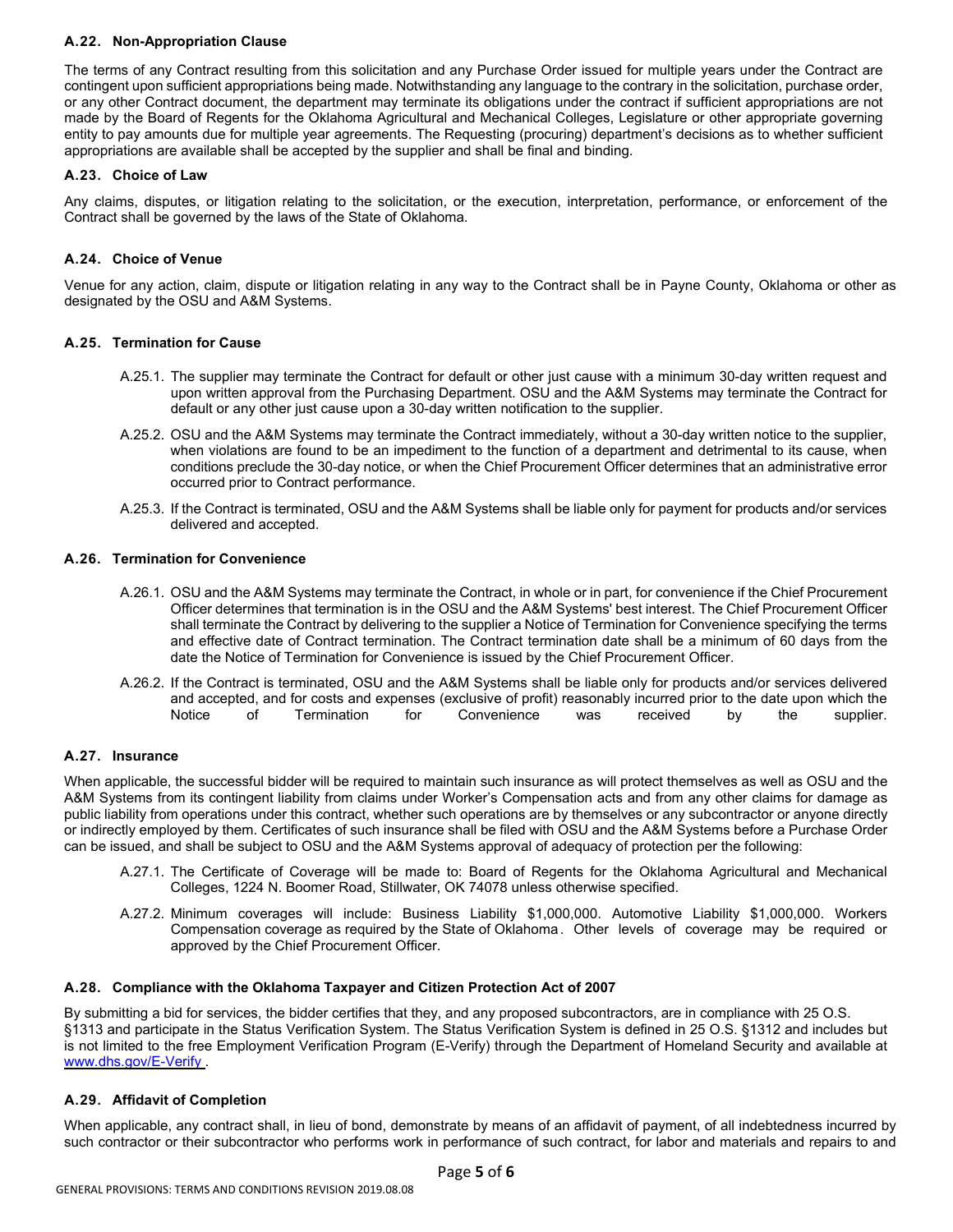### A.22. Non-Appropriation Clause

The terms of any Contract resulting from this solicitation and any Purchase Order issued for multiple years under the Contract are contingent upon sufficient appropriations being made. Notwithstanding any language to the contrary in the solicitation, purchase order, or any other Contract document, the department may terminate its obligations under the contract if sufficient appropriations are not made by the Board of Regents for the Oklahoma Agricultural and Mechanical Colleges, Legislature or other appropriate governing entity to pay amounts due for multiple year agreements. The Requesting (procuring) department's decisions as to whether sufficient appropriations are available shall be accepted by the supplier and shall be final and binding.

### A.23. Choice of Law

Any claims, disputes, or litigation relating to the solicitation, or the execution, interpretation, performance, or enforcement of the Contract shall be governed by the laws of the State of Oklahoma.

### A.24. Choice of Venue

Venue for any action, claim, dispute or litigation relating in any way to the Contract shall be in Payne County, Oklahoma or other as designated by the OSU and A&M Systems.

### A.25. Termination for Cause

A.25.1. The supplier may terminate the Contract for default or other just cause with a minimum 30-day written request and upon written approval from the Purchasing Department. OSU and the A&M Systems may terminate the Contract for default or any other just cause upon a 30-day written notification to the supplier.

A.25.2. OSU and the A&M Systems may terminate the Contract immediately, without a 30-day written notice to the supplier, when violations are found to be an impediment to the function of a department and detrimental to its cause, when conditions preclude the 30-day notice, or when the Chief Procurement Officer determines that an administrative error occurred prior to Contract performance.

A.25.3. If the Contract is terminated, OSU and the A&M Systems shall be liable only for payment for products and/or services delivered and accepted.

### A.26. Termination for Convenience

A.26.1. OSU and the A&M Systems may terminate the Contract, in whole or in part, for convenience if the Chief Procurement Officer determines that termination is in the OSU and the A&M Systems' best interest. The Chief Procurement Officer shall terminate the Contract by delivering to the supplier a Notice of Termination for Convenience specifying the terms and effective date of Contract termination. The Contract termination date shall be a minimum of 60 days from the date the Notice of Termination for Convenience is issued by the Chief Procurement Officer.

A.26.2. If the Contract is terminated, OSU and the A&M Systems shall be liable only for products and/or services delivered and accepted, and for costs and expenses (exclusive of profit) reasonably incurred prior to the date upon which the Notice of Termination for Convenience was received by the supplier.

### A.27. Insurance

When applicable, the successful bidder will be required to maintain such insurance as will protect themselves as well as OSU and the A&M Systems from its contingent liability from claims under Worker's Compensation acts and from any other claims for damage as public liability from operations under this contract, whether such operations are by themselves or any subcontractor or anyone directly or indirectly employed by them. Certificates of such insurance shall be filed with OSU and the A&M Systems before a Purchase Order can be issued, and shall be subject to OSU and the A&M Systems approval of adequacy of protection per the following:

A.27.1. The Certificate of Coverage will be made to: Board of Regents for the Oklahoma Agricultural and Mechanical Colleges, 1224 N. Boomer Road, Stillwater, OK 74078 unless otherwise specified.

A.27.2. Minimum coverages will include: Business Liability $1,000,000. Automotive Liability $1,000,000. Workers Compensation coverage as required by the State of Oklahoma. Other levels of coverage may be required or approved by the Chief Procurement Officer.

### A.28. Compliance with the Oklahoma Taxpayer and Citizen Protection Act of 2007

By submitting a bid for services, the bidder certifies that they, and any proposed subcontractors, are in compliance with 25 O.S. §1313 and participate in the Status Verification System. The Status Verification System is defined in 25 O.S. §1312 and includes but is not limited to the free Employment Verification Program (E-Verify) through the Department of Homeland Security and available at www.dhs.gov/E-Verify .

### A.29. Affidavit of Completion

When applicable, any contract shall, in lieu of bond, demonstrate by means of an affidavit of payment, of all indebtedness incurred by such contractor or their subcontractor who performs work in performance of such contract, for labor and materials and repairs to and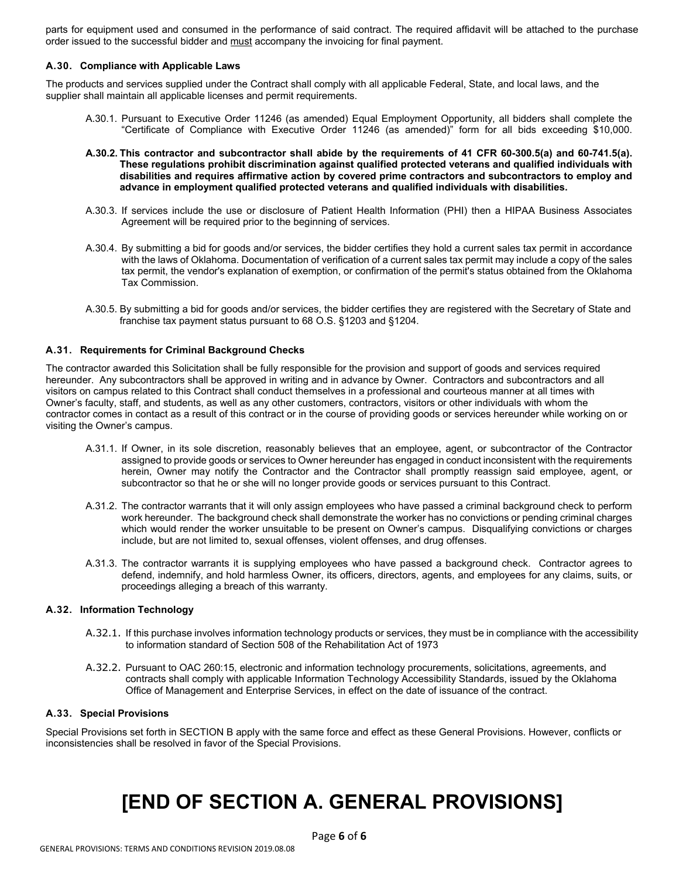parts for equipment used and consumed in the performance of said contract. The required affidavit will be attached to the purchase order issued to the successful bidder and must accompany the invoicing for final payment.

### A.30. Compliance with Applicable Laws

The products and services supplied under the Contract shall comply with all applicable Federal, State, and local laws, and the supplier shall maintain all applicable licenses and permit requirements.

A.30.1. Pursuant to Executive Order 11246 (as amended) Equal Employment Opportunity, all bidders shall complete the "Certificate of Compliance with Executive Order 11246 (as amended)" form for all bids exceeding $10,000.

**A.30.2. This contractor and subcontractor shall abide by the requirements of 41 CFR 60-300.5(a) and 60-741.5(a). These regulations prohibit discrimination against qualified protected veterans and qualified individuals with disabilities and requires affirmative action by covered prime contractors and subcontractors to employ and advance in employment qualified protected veterans and qualified individuals with disabilities.**

A.30.3. If services include the use or disclosure of Patient Health Information (PHI) then a HIPAA Business Associates Agreement will be required prior to the beginning of services.

A.30.4. By submitting a bid for goods and/or services, the bidder certifies they hold a current sales tax permit in accordance with the laws of Oklahoma. Documentation of verification of a current sales tax permit may include a copy of the sales tax permit, the vendor's explanation of exemption, or confirmation of the permit's status obtained from the Oklahoma Tax Commission.

A.30.5. By submitting a bid for goods and/or services, the bidder certifies they are registered with the Secretary of State and franchise tax payment status pursuant to 68 O.S. §1203 and §1204.

### A.31. Requirements for Criminal Background Checks

The contractor awarded this Solicitation shall be fully responsible for the provision and support of goods and services required hereunder. Any subcontractors shall be approved in writing and in advance by Owner. Contractors and subcontractors and all visitors on campus related to this Contract shall conduct themselves in a professional and courteous manner at all times with Owner's faculty, staff, and students, as well as any other customers, contractors, visitors or other individuals with whom the contractor comes in contact as a result of this contract or in the course of providing goods or services hereunder while working on or visiting the Owner's campus.

A.31.1. If Owner, in its sole discretion, reasonably believes that an employee, agent, or subcontractor of the Contractor assigned to provide goods or services to Owner hereunder has engaged in conduct inconsistent with the requirements herein, Owner may notify the Contractor and the Contractor shall promptly reassign said employee, agent, or subcontractor so that he or she will no longer provide goods or services pursuant to this Contract.

A.31.2. The contractor warrants that it will only assign employees who have passed a criminal background check to perform work hereunder. The background check shall demonstrate the worker has no convictions or pending criminal charges which would render the worker unsuitable to be present on Owner's campus. Disqualifying convictions or charges include, but are not limited to, sexual offenses, violent offenses, and drug offenses.

A.31.3. The contractor warrants it is supplying employees who have passed a background check. Contractor agrees to defend, indemnify, and hold harmless Owner, its officers, directors, agents, and employees for any claims, suits, or proceedings alleging a breach of this warranty.

### A.32. Information Technology

A.32.1. If this purchase involves information technology products or services, they must be in compliance with the accessibility to information standard of Section 508 of the Rehabilitation Act of 1973

A.32.2. Pursuant to OAC 260:15, electronic and information technology procurements, solicitations, agreements, and contracts shall comply with applicable Information Technology Accessibility Standards, issued by the Oklahoma Office of Management and Enterprise Services, in effect on the date of issuance of the contract.

### A.33. Special Provisions

Special Provisions set forth in SECTION B apply with the same force and effect as these General Provisions. However, conflicts or inconsistencies shall be resolved in favor of the Special Provisions.

# [END OF SECTION A. GENERAL PROVISIONS]